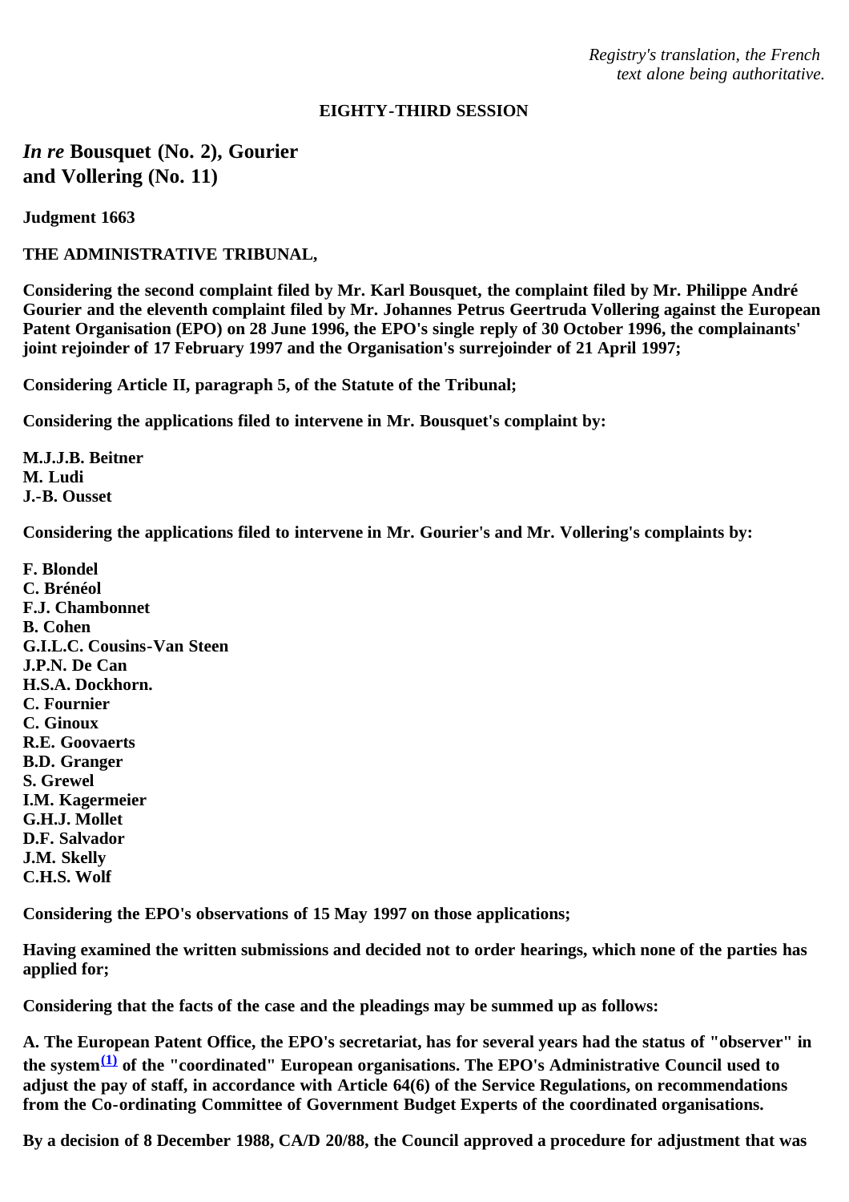*Registry's translation, the French text alone being authoritative.*

**EIGHTY-THIRD SESSION**

## *In re* Bousquet (No. 2), Gourier and Vollering (No. 11)

**Judgment 1663**

**THE ADMINISTRATIVE TRIBUNAL,**

**Considering the second complaint filed by Mr. Karl Bousquet, the complaint filed by Mr. Philippe André Gourier and the eleventh complaint filed by Mr. Johannes Petrus Geertruda Vollering against the European Patent Organisation (EPO) on 28 June 1996, the EPO's single reply of 30 October 1996, the complainants' joint rejoinder of 17 February 1997 and the Organisation's surrejoinder of 21 April 1997;**

**Considering Article II, paragraph 5, of the Statute of the Tribunal;**

**Considering the applications filed to intervene in Mr. Bousquet's complaint by:**

**M.J.J.B. Beitner**
**M. Ludi**
**J.-B. Ousset**

**Considering the applications filed to intervene in Mr. Gourier's and Mr. Vollering's complaints by:**

**F. Blondel**
**C. Brénéol**
**F.J. Chambonnet**
**B. Cohen**
**G.I.L.C. Cousins-Van Steen**
**J.P.N. De Can**
**H.S.A. Dockhorn.**
**C. Fournier**
**C. Ginoux**
**R.E. Goovaerts**
**B.D. Granger**
**S. Grewel**
**I.M. Kagermeier**
**G.H.J. Mollet**
**D.F. Salvador**
**J.M. Skelly**
**C.H.S. Wolf**

**Considering the EPO's observations of 15 May 1997 on those applications;**

**Having examined the written submissions and decided not to order hearings, which none of the parties has applied for;**

**Considering that the facts of the case and the pleadings may be summed up as follows:**

**A. The European Patent Office, the EPO's secretariat, has for several years had the status of "observer" in the system[(1)] of the "coordinated" European organisations. The EPO's Administrative Council used to adjust the pay of staff, in accordance with Article 64(6) of the Service Regulations, on recommendations from the Co-ordinating Committee of Government Budget Experts of the coordinated organisations.**

**By a decision of 8 December 1988, CA/D 20/88, the Council approved a procedure for adjustment that was**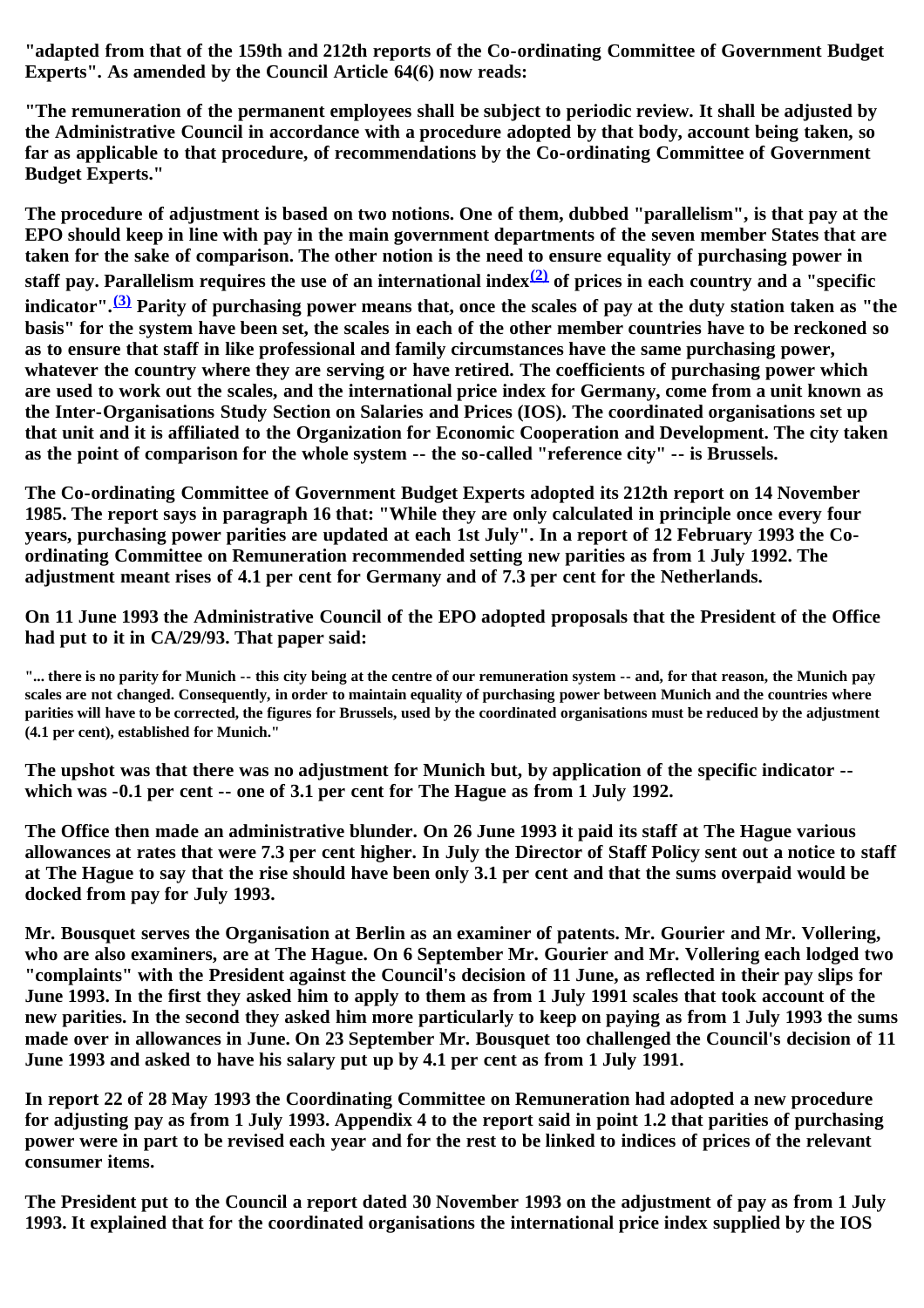"adapted from that of the 159th and 212th reports of the Co-ordinating Committee of Government Budget Experts". As amended by the Council Article 64(6) now reads:

"The remuneration of the permanent employees shall be subject to periodic review. It shall be adjusted by the Administrative Council in accordance with a procedure adopted by that body, account being taken, so far as applicable to that procedure, of recommendations by the Co-ordinating Committee of Government Budget Experts."

The procedure of adjustment is based on two notions. One of them, dubbed "parallelism", is that pay at the EPO should keep in line with pay in the main government departments of the seven member States that are taken for the sake of comparison. The other notion is the need to ensure equality of purchasing power in staff pay. Parallelism requires the use of an international index[(2)] of prices in each country and a "specific indicator".[(3)] Parity of purchasing power means that, once the scales of pay at the duty station taken as "the basis" for the system have been set, the scales in each of the other member countries have to be reckoned so as to ensure that staff in like professional and family circumstances have the same purchasing power, whatever the country where they are serving or have retired. The coefficients of purchasing power which are used to work out the scales, and the international price index for Germany, come from a unit known as the Inter-Organisations Study Section on Salaries and Prices (IOS). The coordinated organisations set up that unit and it is affiliated to the Organization for Economic Cooperation and Development. The city taken as the point of comparison for the whole system -- the so-called "reference city" -- is Brussels.

The Co-ordinating Committee of Government Budget Experts adopted its 212th report on 14 November 1985. The report says in paragraph 16 that: "While they are only calculated in principle once every four years, purchasing power parities are updated at each 1st July". In a report of 12 February 1993 the Co-ordinating Committee on Remuneration recommended setting new parities as from 1 July 1992. The adjustment meant rises of 4.1 per cent for Germany and of 7.3 per cent for the Netherlands.

On 11 June 1993 the Administrative Council of the EPO adopted proposals that the President of the Office had put to it in CA/29/93. That paper said:

"... there is no parity for Munich -- this city being at the centre of our remuneration system -- and, for that reason, the Munich pay scales are not changed. Consequently, in order to maintain equality of purchasing power between Munich and the countries where parities will have to be corrected, the figures for Brussels, used by the coordinated organisations must be reduced by the adjustment (4.1 per cent), established for Munich."

The upshot was that there was no adjustment for Munich but, by application of the specific indicator -- which was -0.1 per cent -- one of 3.1 per cent for The Hague as from 1 July 1992.

The Office then made an administrative blunder. On 26 June 1993 it paid its staff at The Hague various allowances at rates that were 7.3 per cent higher. In July the Director of Staff Policy sent out a notice to staff at The Hague to say that the rise should have been only 3.1 per cent and that the sums overpaid would be docked from pay for July 1993.

Mr. Bousquet serves the Organisation at Berlin as an examiner of patents. Mr. Gourier and Mr. Vollering, who are also examiners, are at The Hague. On 6 September Mr. Gourier and Mr. Vollering each lodged two "complaints" with the President against the Council's decision of 11 June, as reflected in their pay slips for June 1993. In the first they asked him to apply to them as from 1 July 1991 scales that took account of the new parities. In the second they asked him more particularly to keep on paying as from 1 July 1993 the sums made over in allowances in June. On 23 September Mr. Bousquet too challenged the Council's decision of 11 June 1993 and asked to have his salary put up by 4.1 per cent as from 1 July 1991.

In report 22 of 28 May 1993 the Coordinating Committee on Remuneration had adopted a new procedure for adjusting pay as from 1 July 1993. Appendix 4 to the report said in point 1.2 that parities of purchasing power were in part to be revised each year and for the rest to be linked to indices of prices of the relevant consumer items.

The President put to the Council a report dated 30 November 1993 on the adjustment of pay as from 1 July 1993. It explained that for the coordinated organisations the international price index supplied by the IOS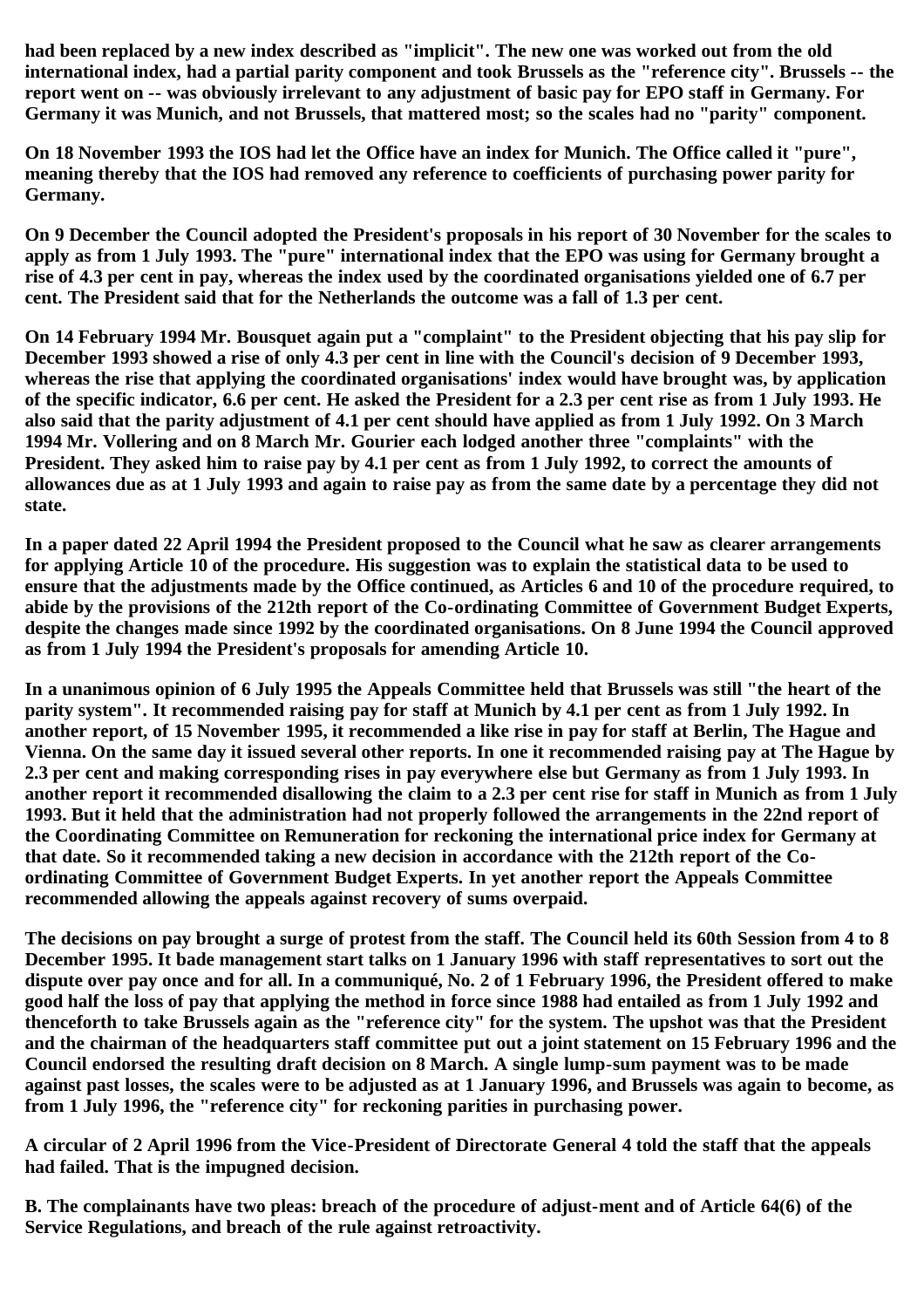had been replaced by a new index described as "implicit". The new one was worked out from the old international index, had a partial parity component and took Brussels as the "reference city". Brussels -- the report went on -- was obviously irrelevant to any adjustment of basic pay for EPO staff in Germany. For Germany it was Munich, and not Brussels, that mattered most; so the scales had no "parity" component.

On 18 November 1993 the IOS had let the Office have an index for Munich. The Office called it "pure", meaning thereby that the IOS had removed any reference to coefficients of purchasing power parity for Germany.

On 9 December the Council adopted the President's proposals in his report of 30 November for the scales to apply as from 1 July 1993. The "pure" international index that the EPO was using for Germany brought a rise of 4.3 per cent in pay, whereas the index used by the coordinated organisations yielded one of 6.7 per cent. The President said that for the Netherlands the outcome was a fall of 1.3 per cent.

On 14 February 1994 Mr. Bousquet again put a "complaint" to the President objecting that his pay slip for December 1993 showed a rise of only 4.3 per cent in line with the Council's decision of 9 December 1993, whereas the rise that applying the coordinated organisations' index would have brought was, by application of the specific indicator, 6.6 per cent. He asked the President for a 2.3 per cent rise as from 1 July 1993. He also said that the parity adjustment of 4.1 per cent should have applied as from 1 July 1992. On 3 March 1994 Mr. Vollering and on 8 March Mr. Gourier each lodged another three "complaints" with the President. They asked him to raise pay by 4.1 per cent as from 1 July 1992, to correct the amounts of allowances due as at 1 July 1993 and again to raise pay as from the same date by a percentage they did not state.

In a paper dated 22 April 1994 the President proposed to the Council what he saw as clearer arrangements for applying Article 10 of the procedure. His suggestion was to explain the statistical data to be used to ensure that the adjustments made by the Office continued, as Articles 6 and 10 of the procedure required, to abide by the provisions of the 212th report of the Co-ordinating Committee of Government Budget Experts, despite the changes made since 1992 by the coordinated organisations. On 8 June 1994 the Council approved as from 1 July 1994 the President's proposals for amending Article 10.

In a unanimous opinion of 6 July 1995 the Appeals Committee held that Brussels was still "the heart of the parity system". It recommended raising pay for staff at Munich by 4.1 per cent as from 1 July 1992. In another report, of 15 November 1995, it recommended a like rise in pay for staff at Berlin, The Hague and Vienna. On the same day it issued several other reports. In one it recommended raising pay at The Hague by 2.3 per cent and making corresponding rises in pay everywhere else but Germany as from 1 July 1993. In another report it recommended disallowing the claim to a 2.3 per cent rise for staff in Munich as from 1 July 1993. But it held that the administration had not properly followed the arrangements in the 22nd report of the Coordinating Committee on Remuneration for reckoning the international price index for Germany at that date. So it recommended taking a new decision in accordance with the 212th report of the Co-ordinating Committee of Government Budget Experts. In yet another report the Appeals Committee recommended allowing the appeals against recovery of sums overpaid.

The decisions on pay brought a surge of protest from the staff. The Council held its 60th Session from 4 to 8 December 1995. It bade management start talks on 1 January 1996 with staff representatives to sort out the dispute over pay once and for all. In a communiqué, No. 2 of 1 February 1996, the President offered to make good half the loss of pay that applying the method in force since 1988 had entailed as from 1 July 1992 and thenceforth to take Brussels again as the "reference city" for the system. The upshot was that the President and the chairman of the headquarters staff committee put out a joint statement on 15 February 1996 and the Council endorsed the resulting draft decision on 8 March. A single lump-sum payment was to be made against past losses, the scales were to be adjusted as at 1 January 1996, and Brussels was again to become, as from 1 July 1996, the "reference city" for reckoning parities in purchasing power.

A circular of 2 April 1996 from the Vice-President of Directorate General 4 told the staff that the appeals had failed. That is the impugned decision.

B. The complainants have two pleas: breach of the procedure of adjust-ment and of Article 64(6) of the Service Regulations, and breach of the rule against retroactivity.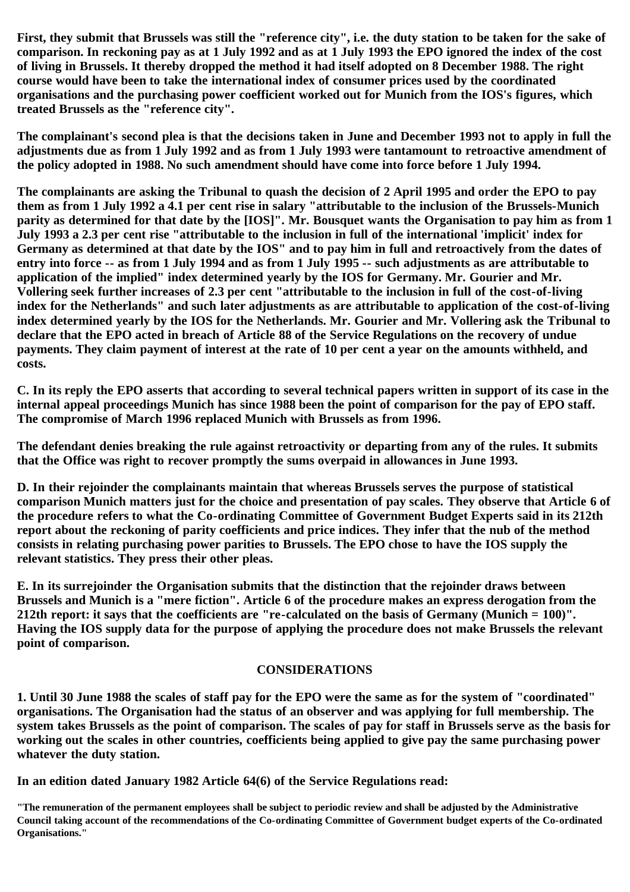First, they submit that Brussels was still the "reference city", i.e. the duty station to be taken for the sake of comparison. In reckoning pay as at 1 July 1992 and as at 1 July 1993 the EPO ignored the index of the cost of living in Brussels. It thereby dropped the method it had itself adopted on 8 December 1988. The right course would have been to take the international index of consumer prices used by the coordinated organisations and the purchasing power coefficient worked out for Munich from the IOS's figures, which treated Brussels as the "reference city".

The complainant's second plea is that the decisions taken in June and December 1993 not to apply in full the adjustments due as from 1 July 1992 and as from 1 July 1993 were tantamount to retroactive amendment of the policy adopted in 1988. No such amendment should have come into force before 1 July 1994.

The complainants are asking the Tribunal to quash the decision of 2 April 1995 and order the EPO to pay them as from 1 July 1992 a 4.1 per cent rise in salary "attributable to the inclusion of the Brussels-Munich parity as determined for that date by the [IOS]". Mr. Bousquet wants the Organisation to pay him as from 1 July 1993 a 2.3 per cent rise "attributable to the inclusion in full of the international 'implicit' index for Germany as determined at that date by the IOS" and to pay him in full and retroactively from the dates of entry into force -- as from 1 July 1994 and as from 1 July 1995 -- such adjustments as are attributable to application of the implied" index determined yearly by the IOS for Germany. Mr. Gourier and Mr. Vollering seek further increases of 2.3 per cent "attributable to the inclusion in full of the cost-of-living index for the Netherlands" and such later adjustments as are attributable to application of the cost-of-living index determined yearly by the IOS for the Netherlands. Mr. Gourier and Mr. Vollering ask the Tribunal to declare that the EPO acted in breach of Article 88 of the Service Regulations on the recovery of undue payments. They claim payment of interest at the rate of 10 per cent a year on the amounts withheld, and costs.

C. In its reply the EPO asserts that according to several technical papers written in support of its case in the internal appeal proceedings Munich has since 1988 been the point of comparison for the pay of EPO staff. The compromise of March 1996 replaced Munich with Brussels as from 1996.

The defendant denies breaking the rule against retroactivity or departing from any of the rules. It submits that the Office was right to recover promptly the sums overpaid in allowances in June 1993.

D. In their rejoinder the complainants maintain that whereas Brussels serves the purpose of statistical comparison Munich matters just for the choice and presentation of pay scales. They observe that Article 6 of the procedure refers to what the Co-ordinating Committee of Government Budget Experts said in its 212th report about the reckoning of parity coefficients and price indices. They infer that the nub of the method consists in relating purchasing power parities to Brussels. The EPO chose to have the IOS supply the relevant statistics. They press their other pleas.

E. In its surrejoinder the Organisation submits that the distinction that the rejoinder draws between Brussels and Munich is a "mere fiction". Article 6 of the procedure makes an express derogation from the 212th report: it says that the coefficients are "re-calculated on the basis of Germany (Munich = 100)". Having the IOS supply data for the purpose of applying the procedure does not make Brussels the relevant point of comparison.

## CONSIDERATIONS

1. Until 30 June 1988 the scales of staff pay for the EPO were the same as for the system of "coordinated" organisations. The Organisation had the status of an observer and was applying for full membership. The system takes Brussels as the point of comparison. The scales of pay for staff in Brussels serve as the basis for working out the scales in other countries, coefficients being applied to give pay the same purchasing power whatever the duty station.

In an edition dated January 1982 Article 64(6) of the Service Regulations read:

"The remuneration of the permanent employees shall be subject to periodic review and shall be adjusted by the Administrative Council taking account of the recommendations of the Co-ordinating Committee of Government budget experts of the Co-ordinated Organisations."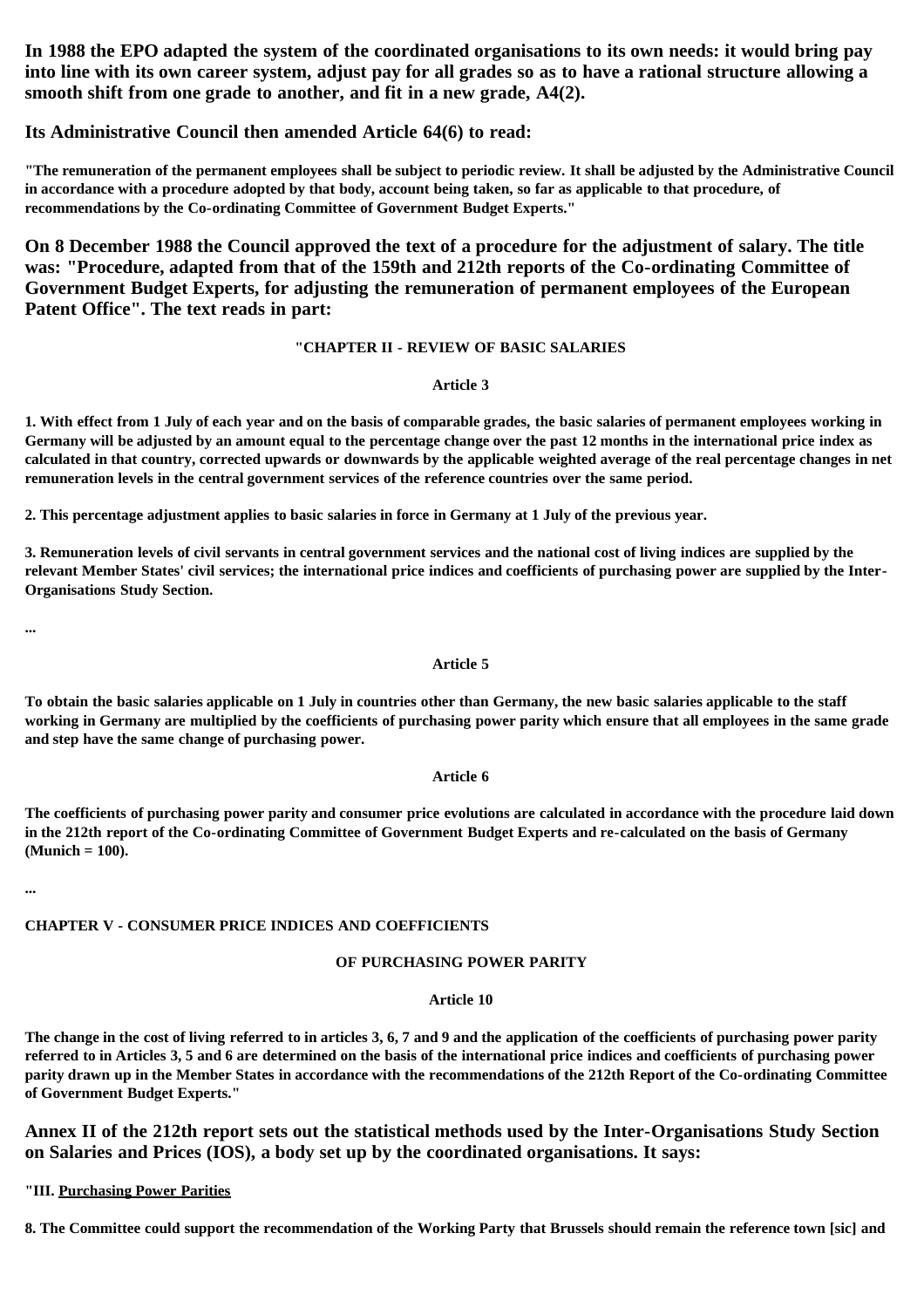**In 1988 the EPO adapted the system of the coordinated organisations to its own needs: it would bring pay into line with its own career system, adjust pay for all grades so as to have a rational structure allowing a smooth shift from one grade to another, and fit in a new grade, A4(2).**

**Its Administrative Council then amended Article 64(6) to read:**

**"The remuneration of the permanent employees shall be subject to periodic review. It shall be adjusted by the Administrative Council in accordance with a procedure adopted by that body, account being taken, so far as applicable to that procedure, of recommendations by the Co-ordinating Committee of Government Budget Experts."**

**On 8 December 1988 the Council approved the text of a procedure for the adjustment of salary. The title was: "Procedure, adapted from that of the 159th and 212th reports of the Co-ordinating Committee of Government Budget Experts, for adjusting the remuneration of permanent employees of the European Patent Office". The text reads in part:**

**"CHAPTER II - REVIEW OF BASIC SALARIES**

**Article 3**

**1. With effect from 1 July of each year and on the basis of comparable grades, the basic salaries of permanent employees working in Germany will be adjusted by an amount equal to the percentage change over the past 12 months in the international price index as calculated in that country, corrected upwards or downwards by the applicable weighted average of the real percentage changes in net remuneration levels in the central government services of the reference countries over the same period.**

**2. This percentage adjustment applies to basic salaries in force in Germany at 1 July of the previous year.**

**3. Remuneration levels of civil servants in central government services and the national cost of living indices are supplied by the relevant Member States' civil services; the international price indices and coefficients of purchasing power are supplied by the Inter-Organisations Study Section.**

**...**

**Article 5**

**To obtain the basic salaries applicable on 1 July in countries other than Germany, the new basic salaries applicable to the staff working in Germany are multiplied by the coefficients of purchasing power parity which ensure that all employees in the same grade and step have the same change of purchasing power.**

**Article 6**

**The coefficients of purchasing power parity and consumer price evolutions are calculated in accordance with the procedure laid down in the 212th report of the Co-ordinating Committee of Government Budget Experts and re-calculated on the basis of Germany (Munich = 100).**

**...**

**CHAPTER V - CONSUMER PRICE INDICES AND COEFFICIENTS**

**OF PURCHASING POWER PARITY**

**Article 10**

**The change in the cost of living referred to in articles 3, 6, 7 and 9 and the application of the coefficients of purchasing power parity referred to in Articles 3, 5 and 6 are determined on the basis of the international price indices and coefficients of purchasing power parity drawn up in the Member States in accordance with the recommendations of the 212th Report of the Co-ordinating Committee of Government Budget Experts."**

**Annex II of the 212th report sets out the statistical methods used by the Inter-Organisations Study Section on Salaries and Prices (IOS), a body set up by the coordinated organisations. It says:**

**"III. Purchasing Power Parities**

**8. The Committee could support the recommendation of the Working Party that Brussels should remain the reference town [sic] and**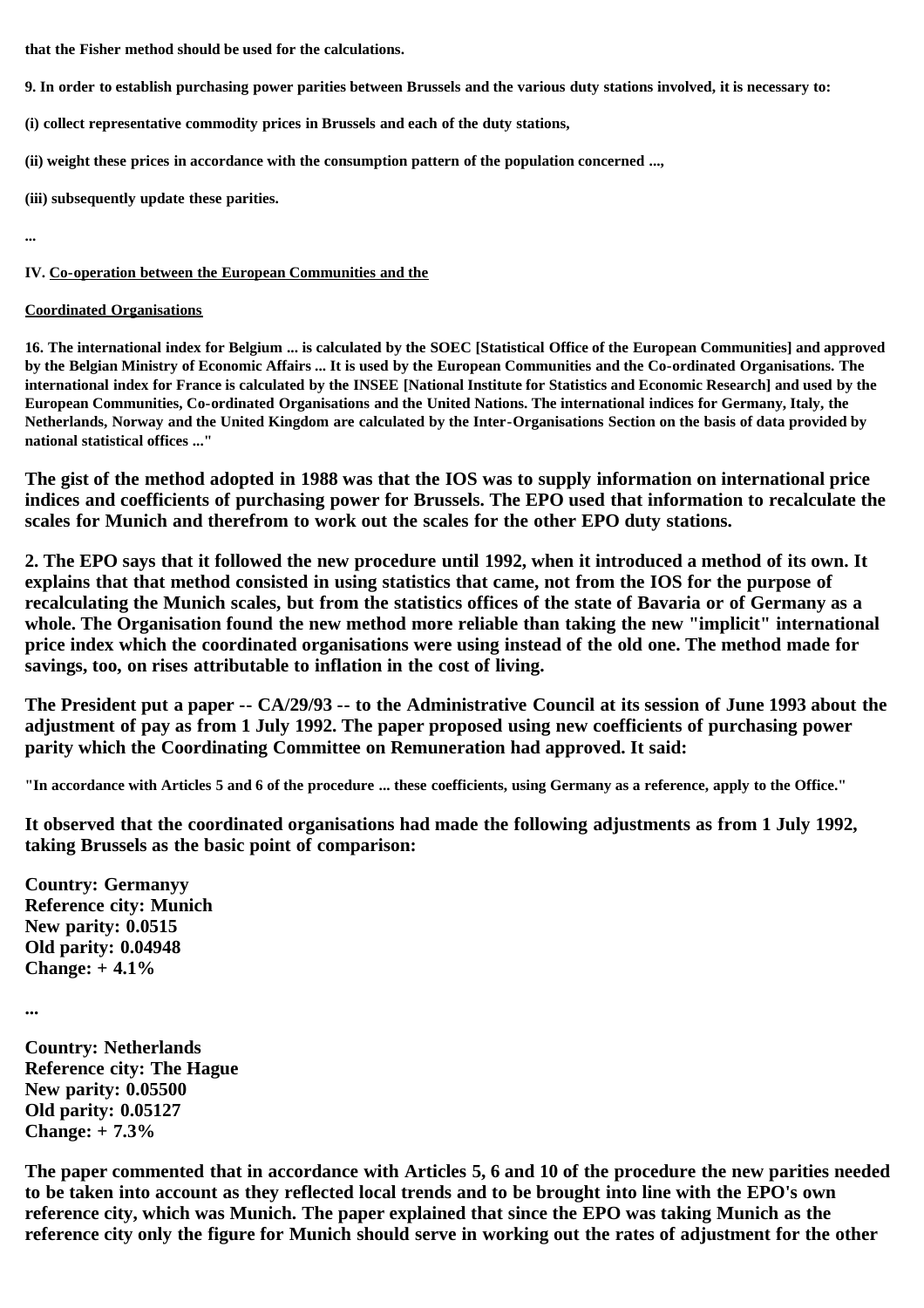**that the Fisher method should be used for the calculations.**

**9. In order to establish purchasing power parities between Brussels and the various duty stations involved, it is necessary to:**

**(i) collect representative commodity prices in Brussels and each of the duty stations,**

**(ii) weight these prices in accordance with the consumption pattern of the population concerned ...,**

**(iii) subsequently update these parities.**

**...**

**IV. Co-operation between the European Communities and the**

**Coordinated Organisations**

**16. The international index for Belgium ... is calculated by the SOEC [Statistical Office of the European Communities] and approved by the Belgian Ministry of Economic Affairs ... It is used by the European Communities and the Co-ordinated Organisations. The international index for France is calculated by the INSEE [National Institute for Statistics and Economic Research] and used by the European Communities, Co-ordinated Organisations and the United Nations. The international indices for Germany, Italy, the Netherlands, Norway and the United Kingdom are calculated by the Inter-Organisations Section on the basis of data provided by national statistical offices ..."**

**The gist of the method adopted in 1988 was that the IOS was to supply information on international price indices and coefficients of purchasing power for Brussels. The EPO used that information to recalculate the scales for Munich and therefrom to work out the scales for the other EPO duty stations.**

**2. The EPO says that it followed the new procedure until 1992, when it introduced a method of its own. It explains that that method consisted in using statistics that came, not from the IOS for the purpose of recalculating the Munich scales, but from the statistics offices of the state of Bavaria or of Germany as a whole. The Organisation found the new method more reliable than taking the new "implicit" international price index which the coordinated organisations were using instead of the old one. The method made for savings, too, on rises attributable to inflation in the cost of living.**

**The President put a paper -- CA/29/93 -- to the Administrative Council at its session of June 1993 about the adjustment of pay as from 1 July 1992. The paper proposed using new coefficients of purchasing power parity which the Coordinating Committee on Remuneration had approved. It said:**

**"In accordance with Articles 5 and 6 of the procedure ... these coefficients, using Germany as a reference, apply to the Office."**

**It observed that the coordinated organisations had made the following adjustments as from 1 July 1992, taking Brussels as the basic point of comparison:**

**Country: Germanyy**
**Reference city: Munich**
**New parity: 0.0515**
**Old parity: 0.04948**
**Change: + 4.1%**

**...**

**Country: Netherlands**
**Reference city: The Hague**
**New parity: 0.05500**
**Old parity: 0.05127**
**Change: + 7.3%**

**The paper commented that in accordance with Articles 5, 6 and 10 of the procedure the new parities needed to be taken into account as they reflected local trends and to be brought into line with the EPO's own reference city, which was Munich. The paper explained that since the EPO was taking Munich as the reference city only the figure for Munich should serve in working out the rates of adjustment for the other**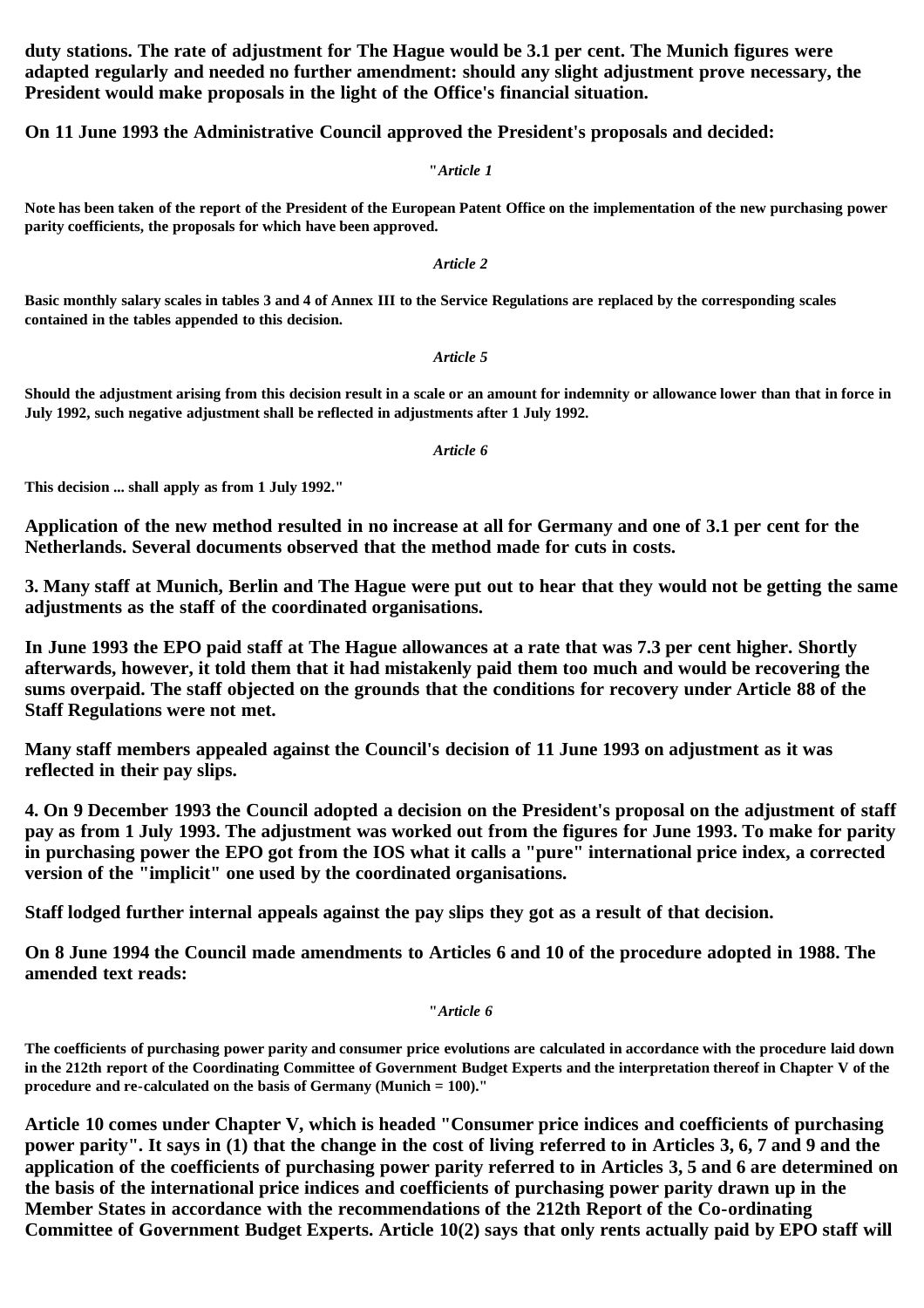**duty stations. The rate of adjustment for The Hague would be 3.1 per cent. The Munich figures were adapted regularly and needed no further amendment: should any slight adjustment prove necessary, the President would make proposals in the light of the Office's financial situation.**

**On 11 June 1993 the Administrative Council approved the President's proposals and decided:**

**"*Article 1***

**Note has been taken of the report of the President of the European Patent Office on the implementation of the new purchasing power parity coefficients, the proposals for which have been approved.**

***Article 2***

**Basic monthly salary scales in tables 3 and 4 of Annex III to the Service Regulations are replaced by the corresponding scales contained in the tables appended to this decision.**

***Article 5***

**Should the adjustment arising from this decision result in a scale or an amount for indemnity or allowance lower than that in force in July 1992, such negative adjustment shall be reflected in adjustments after 1 July 1992.**

***Article 6***

**This decision ... shall apply as from 1 July 1992."**

**Application of the new method resulted in no increase at all for Germany and one of 3.1 per cent for the Netherlands. Several documents observed that the method made for cuts in costs.**

**3. Many staff at Munich, Berlin and The Hague were put out to hear that they would not be getting the same adjustments as the staff of the coordinated organisations.**

**In June 1993 the EPO paid staff at The Hague allowances at a rate that was 7.3 per cent higher. Shortly afterwards, however, it told them that it had mistakenly paid them too much and would be recovering the sums overpaid. The staff objected on the grounds that the conditions for recovery under Article 88 of the Staff Regulations were not met.**

**Many staff members appealed against the Council's decision of 11 June 1993 on adjustment as it was reflected in their pay slips.**

**4. On 9 December 1993 the Council adopted a decision on the President's proposal on the adjustment of staff pay as from 1 July 1993. The adjustment was worked out from the figures for June 1993. To make for parity in purchasing power the EPO got from the IOS what it calls a "pure" international price index, a corrected version of the "implicit" one used by the coordinated organisations.**

**Staff lodged further internal appeals against the pay slips they got as a result of that decision.**

**On 8 June 1994 the Council made amendments to Articles 6 and 10 of the procedure adopted in 1988. The amended text reads:**

**"*Article 6***

**The coefficients of purchasing power parity and consumer price evolutions are calculated in accordance with the procedure laid down in the 212th report of the Coordinating Committee of Government Budget Experts and the interpretation thereof in Chapter V of the procedure and re-calculated on the basis of Germany (Munich = 100)."**

**Article 10 comes under Chapter V, which is headed "Consumer price indices and coefficients of purchasing power parity". It says in (1) that the change in the cost of living referred to in Articles 3, 6, 7 and 9 and the application of the coefficients of purchasing power parity referred to in Articles 3, 5 and 6 are determined on the basis of the international price indices and coefficients of purchasing power parity drawn up in the Member States in accordance with the recommendations of the 212th Report of the Co-ordinating Committee of Government Budget Experts. Article 10(2) says that only rents actually paid by EPO staff will**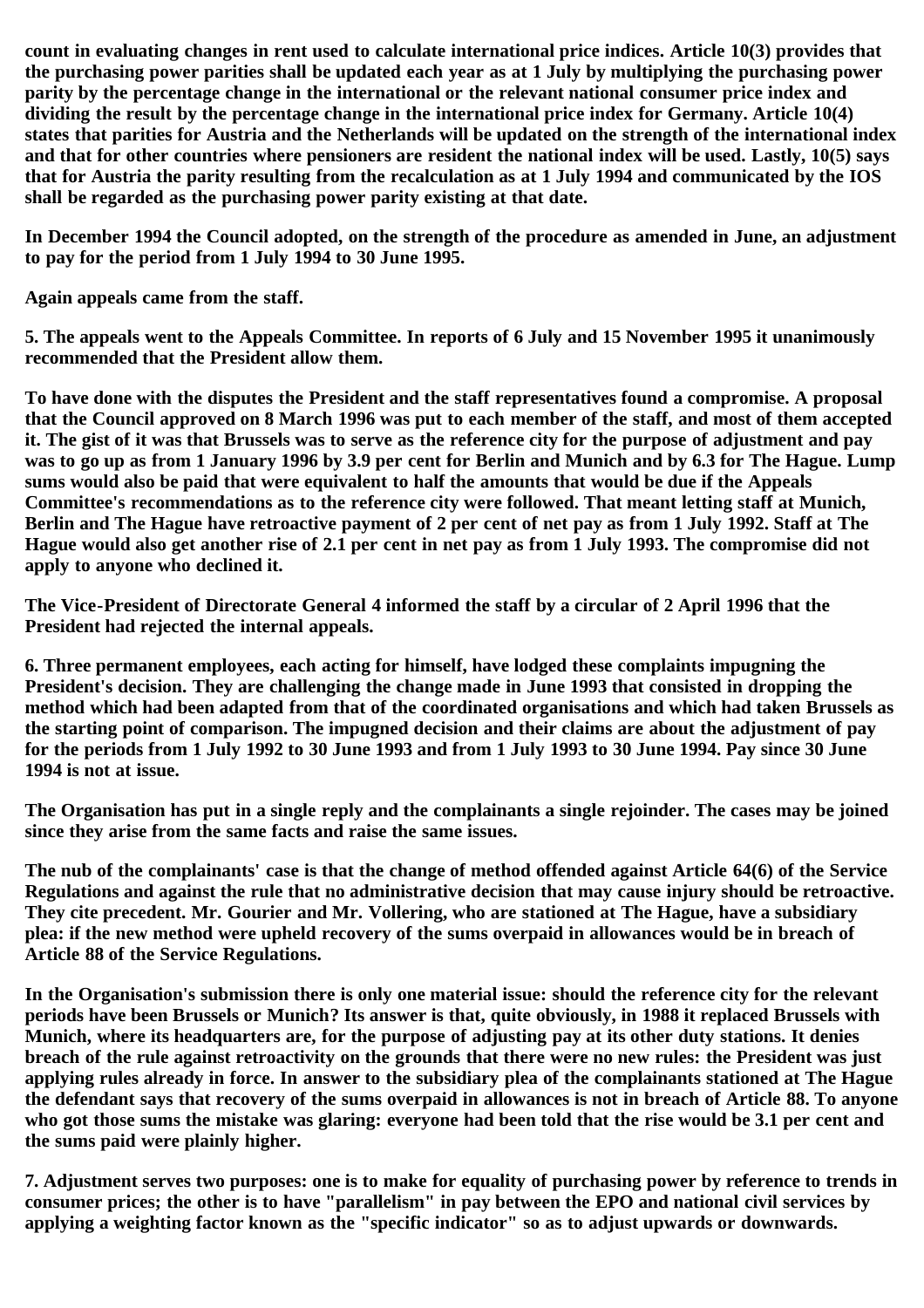**count in evaluating changes in rent used to calculate international price indices. Article 10(3) provides that the purchasing power parities shall be updated each year as at 1 July by multiplying the purchasing power parity by the percentage change in the international or the relevant national consumer price index and dividing the result by the percentage change in the international price index for Germany. Article 10(4) states that parities for Austria and the Netherlands will be updated on the strength of the international index and that for other countries where pensioners are resident the national index will be used. Lastly, 10(5) says that for Austria the parity resulting from the recalculation as at 1 July 1994 and communicated by the IOS shall be regarded as the purchasing power parity existing at that date.**

**In December 1994 the Council adopted, on the strength of the procedure as amended in June, an adjustment to pay for the period from 1 July 1994 to 30 June 1995.**

**Again appeals came from the staff.**

**5. The appeals went to the Appeals Committee. In reports of 6 July and 15 November 1995 it unanimously recommended that the President allow them.**

**To have done with the disputes the President and the staff representatives found a compromise. A proposal that the Council approved on 8 March 1996 was put to each member of the staff, and most of them accepted it. The gist of it was that Brussels was to serve as the reference city for the purpose of adjustment and pay was to go up as from 1 January 1996 by 3.9 per cent for Berlin and Munich and by 6.3 for The Hague. Lump sums would also be paid that were equivalent to half the amounts that would be due if the Appeals Committee's recommendations as to the reference city were followed. That meant letting staff at Munich, Berlin and The Hague have retroactive payment of 2 per cent of net pay as from 1 July 1992. Staff at The Hague would also get another rise of 2.1 per cent in net pay as from 1 July 1993. The compromise did not apply to anyone who declined it.**

**The Vice-President of Directorate General 4 informed the staff by a circular of 2 April 1996 that the President had rejected the internal appeals.**

**6. Three permanent employees, each acting for himself, have lodged these complaints impugning the President's decision. They are challenging the change made in June 1993 that consisted in dropping the method which had been adapted from that of the coordinated organisations and which had taken Brussels as the starting point of comparison. The impugned decision and their claims are about the adjustment of pay for the periods from 1 July 1992 to 30 June 1993 and from 1 July 1993 to 30 June 1994. Pay since 30 June 1994 is not at issue.**

**The Organisation has put in a single reply and the complainants a single rejoinder. The cases may be joined since they arise from the same facts and raise the same issues.**

**The nub of the complainants' case is that the change of method offended against Article 64(6) of the Service Regulations and against the rule that no administrative decision that may cause injury should be retroactive. They cite precedent. Mr. Gourier and Mr. Vollering, who are stationed at The Hague, have a subsidiary plea: if the new method were upheld recovery of the sums overpaid in allowances would be in breach of Article 88 of the Service Regulations.**

**In the Organisation's submission there is only one material issue: should the reference city for the relevant periods have been Brussels or Munich? Its answer is that, quite obviously, in 1988 it replaced Brussels with Munich, where its headquarters are, for the purpose of adjusting pay at its other duty stations. It denies breach of the rule against retroactivity on the grounds that there were no new rules: the President was just applying rules already in force. In answer to the subsidiary plea of the complainants stationed at The Hague the defendant says that recovery of the sums overpaid in allowances is not in breach of Article 88. To anyone who got those sums the mistake was glaring: everyone had been told that the rise would be 3.1 per cent and the sums paid were plainly higher.**

**7. Adjustment serves two purposes: one is to make for equality of purchasing power by reference to trends in consumer prices; the other is to have "parallelism" in pay between the EPO and national civil services by applying a weighting factor known as the "specific indicator" so as to adjust upwards or downwards.**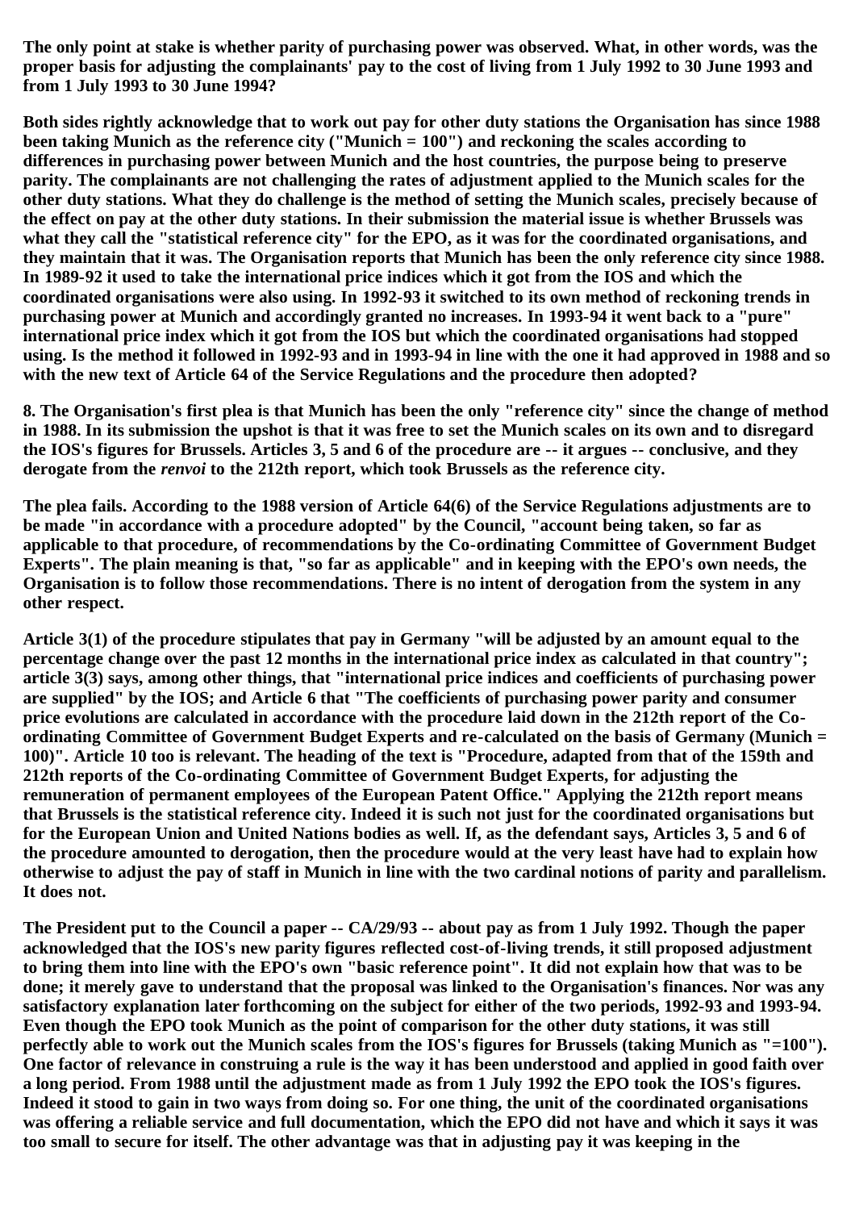**The only point at stake is whether parity of purchasing power was observed. What, in other words, was the proper basis for adjusting the complainants' pay to the cost of living from 1 July 1992 to 30 June 1993 and from 1 July 1993 to 30 June 1994?**

**Both sides rightly acknowledge that to work out pay for other duty stations the Organisation has since 1988 been taking Munich as the reference city ("Munich = 100") and reckoning the scales according to differences in purchasing power between Munich and the host countries, the purpose being to preserve parity. The complainants are not challenging the rates of adjustment applied to the Munich scales for the other duty stations. What they do challenge is the method of setting the Munich scales, precisely because of the effect on pay at the other duty stations. In their submission the material issue is whether Brussels was what they call the "statistical reference city" for the EPO, as it was for the coordinated organisations, and they maintain that it was. The Organisation reports that Munich has been the only reference city since 1988. In 1989-92 it used to take the international price indices which it got from the IOS and which the coordinated organisations were also using. In 1992-93 it switched to its own method of reckoning trends in purchasing power at Munich and accordingly granted no increases. In 1993-94 it went back to a "pure" international price index which it got from the IOS but which the coordinated organisations had stopped using. Is the method it followed in 1992-93 and in 1993-94 in line with the one it had approved in 1988 and so with the new text of Article 64 of the Service Regulations and the procedure then adopted?**

**8. The Organisation's first plea is that Munich has been the only "reference city" since the change of method in 1988. In its submission the upshot is that it was free to set the Munich scales on its own and to disregard the IOS's figures for Brussels. Articles 3, 5 and 6 of the procedure are -- it argues -- conclusive, and they derogate from the *renvoi* to the 212th report, which took Brussels as the reference city.**

**The plea fails. According to the 1988 version of Article 64(6) of the Service Regulations adjustments are to be made "in accordance with a procedure adopted" by the Council, "account being taken, so far as applicable to that procedure, of recommendations by the Co-ordinating Committee of Government Budget Experts". The plain meaning is that, "so far as applicable" and in keeping with the EPO's own needs, the Organisation is to follow those recommendations. There is no intent of derogation from the system in any other respect.**

**Article 3(1) of the procedure stipulates that pay in Germany "will be adjusted by an amount equal to the percentage change over the past 12 months in the international price index as calculated in that country"; article 3(3) says, among other things, that "international price indices and coefficients of purchasing power are supplied" by the IOS; and Article 6 that "The coefficients of purchasing power parity and consumer price evolutions are calculated in accordance with the procedure laid down in the 212th report of the Co-ordinating Committee of Government Budget Experts and re-calculated on the basis of Germany (Munich = 100)". Article 10 too is relevant. The heading of the text is "Procedure, adapted from that of the 159th and 212th reports of the Co-ordinating Committee of Government Budget Experts, for adjusting the remuneration of permanent employees of the European Patent Office." Applying the 212th report means that Brussels is the statistical reference city. Indeed it is such not just for the coordinated organisations but for the European Union and United Nations bodies as well. If, as the defendant says, Articles 3, 5 and 6 of the procedure amounted to derogation, then the procedure would at the very least have had to explain how otherwise to adjust the pay of staff in Munich in line with the two cardinal notions of parity and parallelism. It does not.**

**The President put to the Council a paper -- CA/29/93 -- about pay as from 1 July 1992. Though the paper acknowledged that the IOS's new parity figures reflected cost-of-living trends, it still proposed adjustment to bring them into line with the EPO's own "basic reference point". It did not explain how that was to be done; it merely gave to understand that the proposal was linked to the Organisation's finances. Nor was any satisfactory explanation later forthcoming on the subject for either of the two periods, 1992-93 and 1993-94. Even though the EPO took Munich as the point of comparison for the other duty stations, it was still perfectly able to work out the Munich scales from the IOS's figures for Brussels (taking Munich as "=100"). One factor of relevance in construing a rule is the way it has been understood and applied in good faith over a long period. From 1988 until the adjustment made as from 1 July 1992 the EPO took the IOS's figures. Indeed it stood to gain in two ways from doing so. For one thing, the unit of the coordinated organisations was offering a reliable service and full documentation, which the EPO did not have and which it says it was too small to secure for itself. The other advantage was that in adjusting pay it was keeping in the**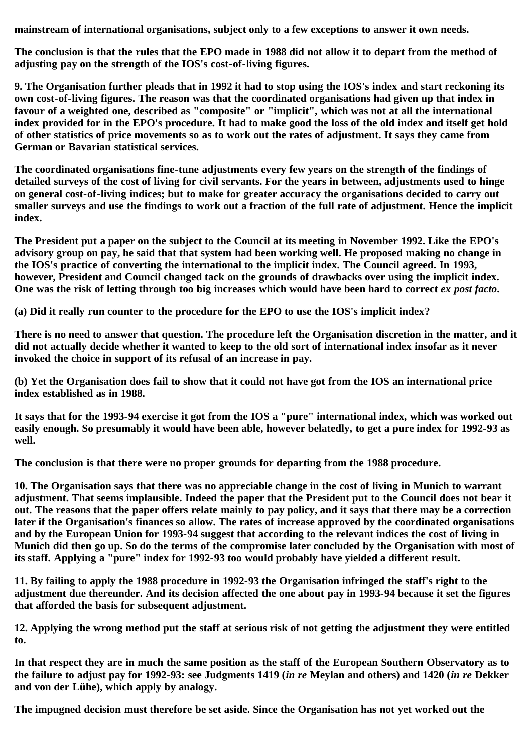**mainstream of international organisations, subject only to a few exceptions to answer it own needs.**

**The conclusion is that the rules that the EPO made in 1988 did not allow it to depart from the method of adjusting pay on the strength of the IOS's cost-of-living figures.**

**9. The Organisation further pleads that in 1992 it had to stop using the IOS's index and start reckoning its own cost-of-living figures. The reason was that the coordinated organisations had given up that index in favour of a weighted one, described as "composite" or "implicit", which was not at all the international index provided for in the EPO's procedure. It had to make good the loss of the old index and itself get hold of other statistics of price movements so as to work out the rates of adjustment. It says they came from German or Bavarian statistical services.**

**The coordinated organisations fine-tune adjustments every few years on the strength of the findings of detailed surveys of the cost of living for civil servants. For the years in between, adjustments used to hinge on general cost-of-living indices; but to make for greater accuracy the organisations decided to carry out smaller surveys and use the findings to work out a fraction of the full rate of adjustment. Hence the implicit index.**

**The President put a paper on the subject to the Council at its meeting in November 1992. Like the EPO's advisory group on pay, he said that that system had been working well. He proposed making no change in the IOS's practice of converting the international to the implicit index. The Council agreed. In 1993, however, President and Council changed tack on the grounds of drawbacks over using the implicit index. One was the risk of letting through too big increases which would have been hard to correct *ex post facto*.**

**(a) Did it really run counter to the procedure for the EPO to use the IOS's implicit index?**

**There is no need to answer that question. The procedure left the Organisation discretion in the matter, and it did not actually decide whether it wanted to keep to the old sort of international index insofar as it never invoked the choice in support of its refusal of an increase in pay.**

**(b) Yet the Organisation does fail to show that it could not have got from the IOS an international price index established as in 1988.**

**It says that for the 1993-94 exercise it got from the IOS a "pure" international index, which was worked out easily enough. So presumably it would have been able, however belatedly, to get a pure index for 1992-93 as well.**

**The conclusion is that there were no proper grounds for departing from the 1988 procedure.**

**10. The Organisation says that there was no appreciable change in the cost of living in Munich to warrant adjustment. That seems implausible. Indeed the paper that the President put to the Council does not bear it out. The reasons that the paper offers relate mainly to pay policy, and it says that there may be a correction later if the Organisation's finances so allow. The rates of increase approved by the coordinated organisations and by the European Union for 1993-94 suggest that according to the relevant indices the cost of living in Munich did then go up. So do the terms of the compromise later concluded by the Organisation with most of its staff. Applying a "pure" index for 1992-93 too would probably have yielded a different result.**

**11. By failing to apply the 1988 procedure in 1992-93 the Organisation infringed the staff's right to the adjustment due thereunder. And its decision affected the one about pay in 1993-94 because it set the figures that afforded the basis for subsequent adjustment.**

**12. Applying the wrong method put the staff at serious risk of not getting the adjustment they were entitled to.**

**In that respect they are in much the same position as the staff of the European Southern Observatory as to the failure to adjust pay for 1992-93: see Judgments 1419 (*in re* Meylan and others) and 1420 (*in re* Dekker and von der Lühe), which apply by analogy.**

**The impugned decision must therefore be set aside. Since the Organisation has not yet worked out the**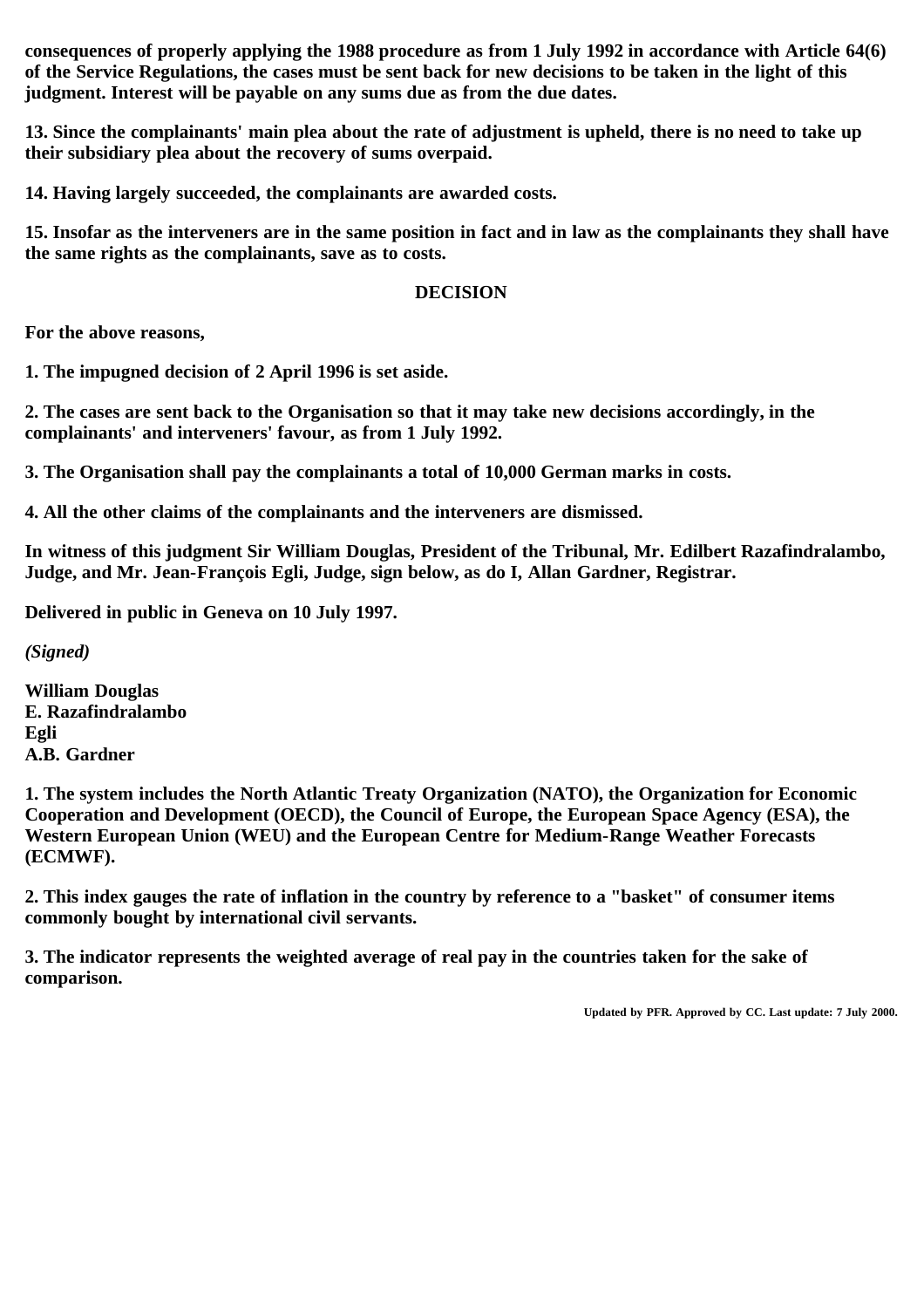**consequences of properly applying the 1988 procedure as from 1 July 1992 in accordance with Article 64(6) of the Service Regulations, the cases must be sent back for new decisions to be taken in the light of this judgment. Interest will be payable on any sums due as from the due dates.**

**13. Since the complainants' main plea about the rate of adjustment is upheld, there is no need to take up their subsidiary plea about the recovery of sums overpaid.**

**14. Having largely succeeded, the complainants are awarded costs.**

**15. Insofar as the interveners are in the same position in fact and in law as the complainants they shall have the same rights as the complainants, save as to costs.**

## DECISION

**For the above reasons,**

**1. The impugned decision of 2 April 1996 is set aside.**

**2. The cases are sent back to the Organisation so that it may take new decisions accordingly, in the complainants' and interveners' favour, as from 1 July 1992.**

**3. The Organisation shall pay the complainants a total of 10,000 German marks in costs.**

**4. All the other claims of the complainants and the interveners are dismissed.**

**In witness of this judgment Sir William Douglas, President of the Tribunal, Mr. Edilbert Razafindralambo, Judge, and Mr. Jean-François Egli, Judge, sign below, as do I, Allan Gardner, Registrar.**

**Delivered in public in Geneva on 10 July 1997.**

***(Signed)***

**William Douglas**
**E. Razafindralambo**
**Egli**
**A.B. Gardner**

**1. The system includes the North Atlantic Treaty Organization (NATO), the Organization for Economic Cooperation and Development (OECD), the Council of Europe, the European Space Agency (ESA), the Western European Union (WEU) and the European Centre for Medium-Range Weather Forecasts (ECMWF).**

**2. This index gauges the rate of inflation in the country by reference to a "basket" of consumer items commonly bought by international civil servants.**

**3. The indicator represents the weighted average of real pay in the countries taken for the sake of comparison.**

**Updated by PFR. Approved by CC. Last update: 7 July 2000.**